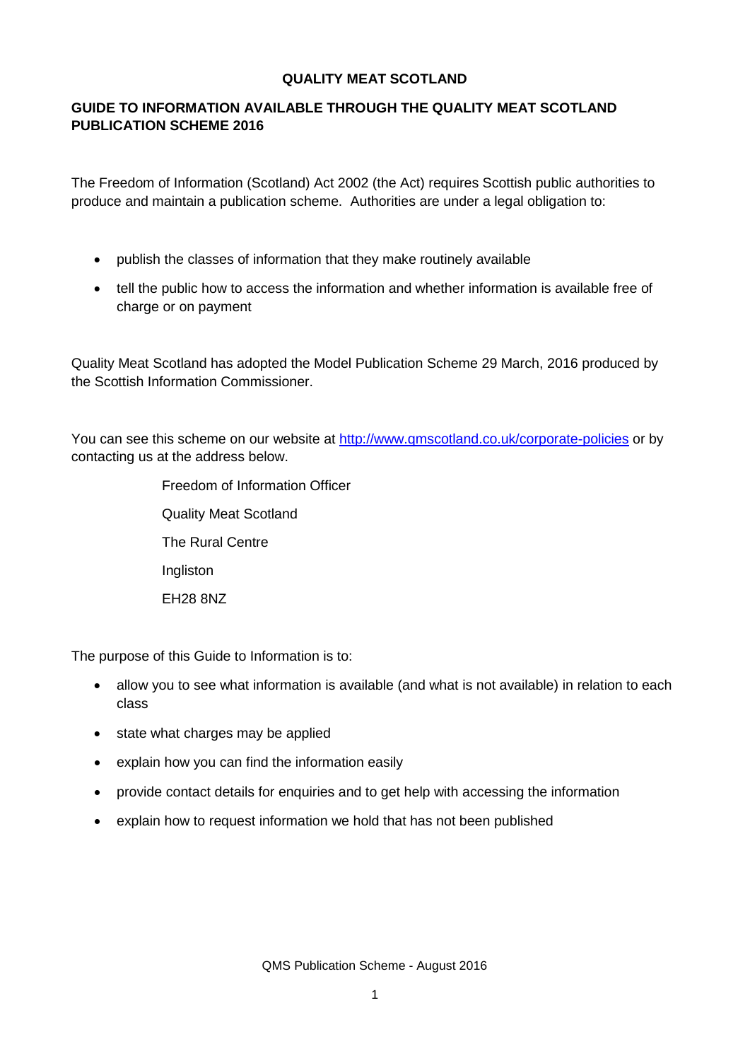# QUALITY MEAT SCOTLAND

## GUIDE TO INFORMATION AVAILABLE THROUGH THE QUALITY MEAT SCOTLAND PUBLICATION SCHEME 2016

The Freedom of Information (Scotland) Act 2002 (the Act) requires Scottish public authorities to produce and maintain a publication scheme. Authorities are under a legal obligation to:

- publish the classes of information that they make routinely available
- tell the public how to access the information and whether information is available free of charge or on payment

Quality Meat Scotland has adopted the Model Publication Scheme 29 March, 2016 produced by the Scottish Information Commissioner.

You can see this scheme on our website at [http://www.qmscotland.co.uk/corporate-policies](http://www.qmscotland.co.uk/corporate-policies) or by contacting us at the address below.

Freedom of Information Officer
Quality Meat Scotland
The Rural Centre
Ingliston
EH28 8NZ

The purpose of this Guide to Information is to:

- allow you to see what information is available (and what is not available) in relation to each class
- state what charges may be applied
- explain how you can find the information easily
- provide contact details for enquiries and to get help with accessing the information
- explain how to request information we hold that has not been published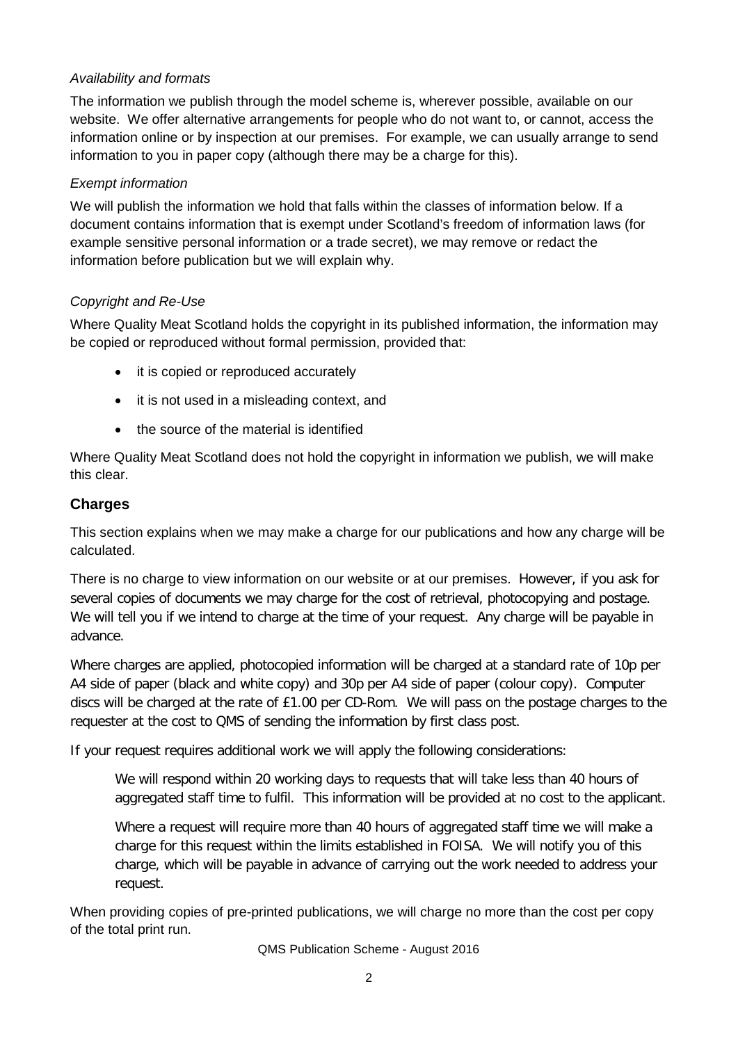*Availability and formats*

The information we publish through the model scheme is, wherever possible, available on our website. We offer alternative arrangements for people who do not want to, or cannot, access the information online or by inspection at our premises. For example, we can usually arrange to send information to you in paper copy (although there may be a charge for this).

*Exempt information*

We will publish the information we hold that falls within the classes of information below. If a document contains information that is exempt under Scotland's freedom of information laws (for example sensitive personal information or a trade secret), we may remove or redact the information before publication but we will explain why.

*Copyright and Re-Use*

Where Quality Meat Scotland holds the copyright in its published information, the information may be copied or reproduced without formal permission, provided that:

- it is copied or reproduced accurately
- it is not used in a misleading context, and
- the source of the material is identified

Where Quality Meat Scotland does not hold the copyright in information we publish, we will make this clear.

## Charges

This section explains when we may make a charge for our publications and how any charge will be calculated.

There is no charge to view information on our website or at our premises. However, if you ask for several copies of documents we may charge for the cost of retrieval, photocopying and postage. We will tell you if we intend to charge at the time of your request. Any charge will be payable in advance.

Where charges are applied, photocopied information will be charged at a standard rate of 10p per A4 side of paper (black and white copy) and 30p per A4 side of paper (colour copy). Computer discs will be charged at the rate of £1.00 per CD-Rom. We will pass on the postage charges to the requester at the cost to QMS of sending the information by first class post.

If your request requires additional work we will apply the following considerations:

> We will respond within 20 working days to requests that will take less than 40 hours of aggregated staff time to fulfil. This information will be provided at no cost to the applicant.
>
> Where a request will require more than 40 hours of aggregated staff time we will make a charge for this request within the limits established in FOISA. We will notify you of this charge, which will be payable in advance of carrying out the work needed to address your request.

When providing copies of pre-printed publications, we will charge no more than the cost per copy of the total print run.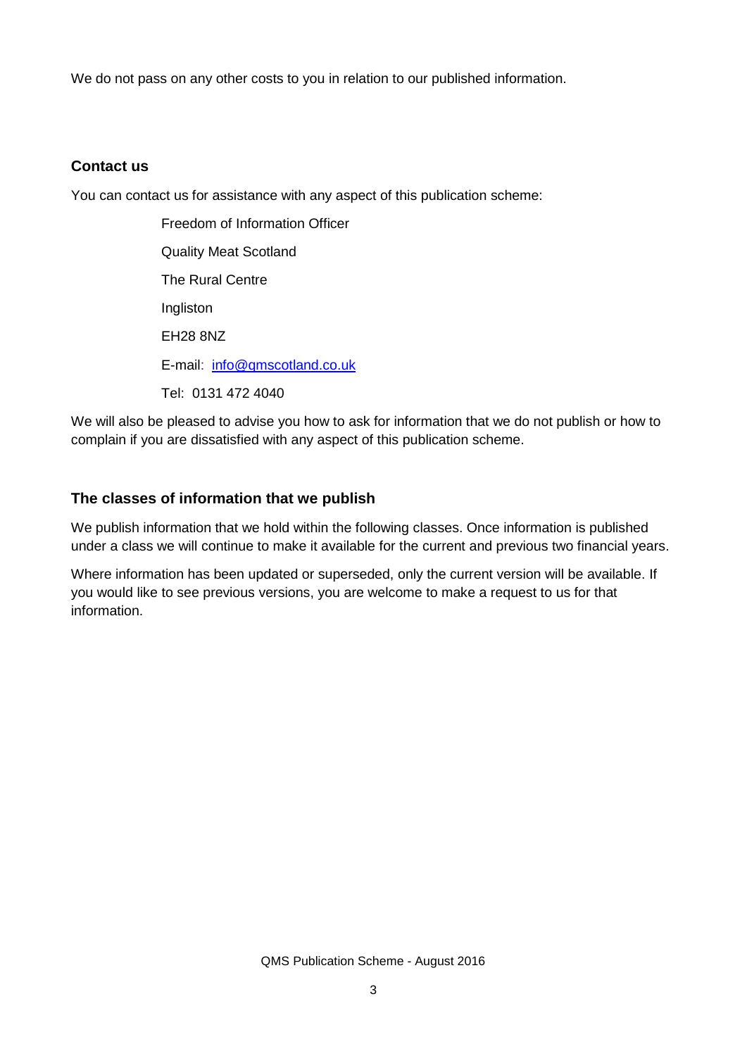We do not pass on any other costs to you in relation to our published information.

## Contact us

You can contact us for assistance with any aspect of this publication scheme:

Freedom of Information Officer

Quality Meat Scotland

The Rural Centre

Ingliston

EH28 8NZ

E-mail: info@qmscotland.co.uk

Tel: 0131 472 4040

We will also be pleased to advise you how to ask for information that we do not publish or how to complain if you are dissatisfied with any aspect of this publication scheme.

## The classes of information that we publish

We publish information that we hold within the following classes. Once information is published under a class we will continue to make it available for the current and previous two financial years.

Where information has been updated or superseded, only the current version will be available. If you would like to see previous versions, you are welcome to make a request to us for that information.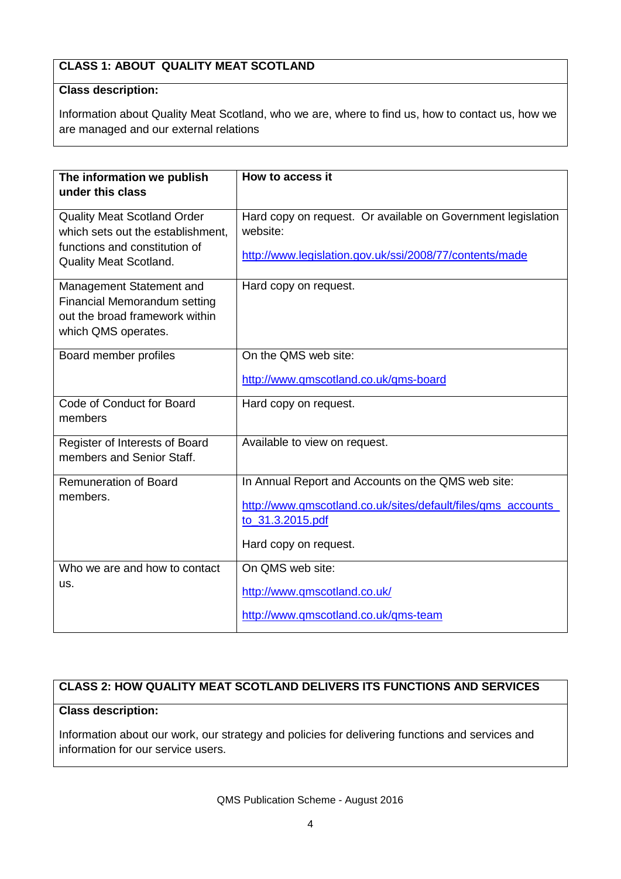## CLASS 1: ABOUT QUALITY MEAT SCOTLAND

**Class description:**

Information about Quality Meat Scotland, who we are, where to find us, how to contact us, how we are managed and our external relations

| The information we publish under this class | How to access it |
|---|---|
| Quality Meat Scotland Order which sets out the establishment, functions and constitution of Quality Meat Scotland. | Hard copy on request. Or available on Government legislation website: http://www.legislation.gov.uk/ssi/2008/77/contents/made |
| Management Statement and Financial Memorandum setting out the broad framework within which QMS operates. | Hard copy on request. |
| Board member profiles | On the QMS web site: http://www.qmscotland.co.uk/qms-board |
| Code of Conduct for Board members | Hard copy on request. |
| Register of Interests of Board members and Senior Staff. | Available to view on request. |
| Remuneration of Board members. | In Annual Report and Accounts on the QMS web site: http://www.qmscotland.co.uk/sites/default/files/qms_accounts_to_31.3.2015.pdf Hard copy on request. |
| Who we are and how to contact us. | On QMS web site: http://www.qmscotland.co.uk/ http://www.qmscotland.co.uk/qms-team |

## CLASS 2: HOW QUALITY MEAT SCOTLAND DELIVERS ITS FUNCTIONS AND SERVICES

**Class description:**

Information about our work, our strategy and policies for delivering functions and services and information for our service users.

QMS Publication Scheme - August 2016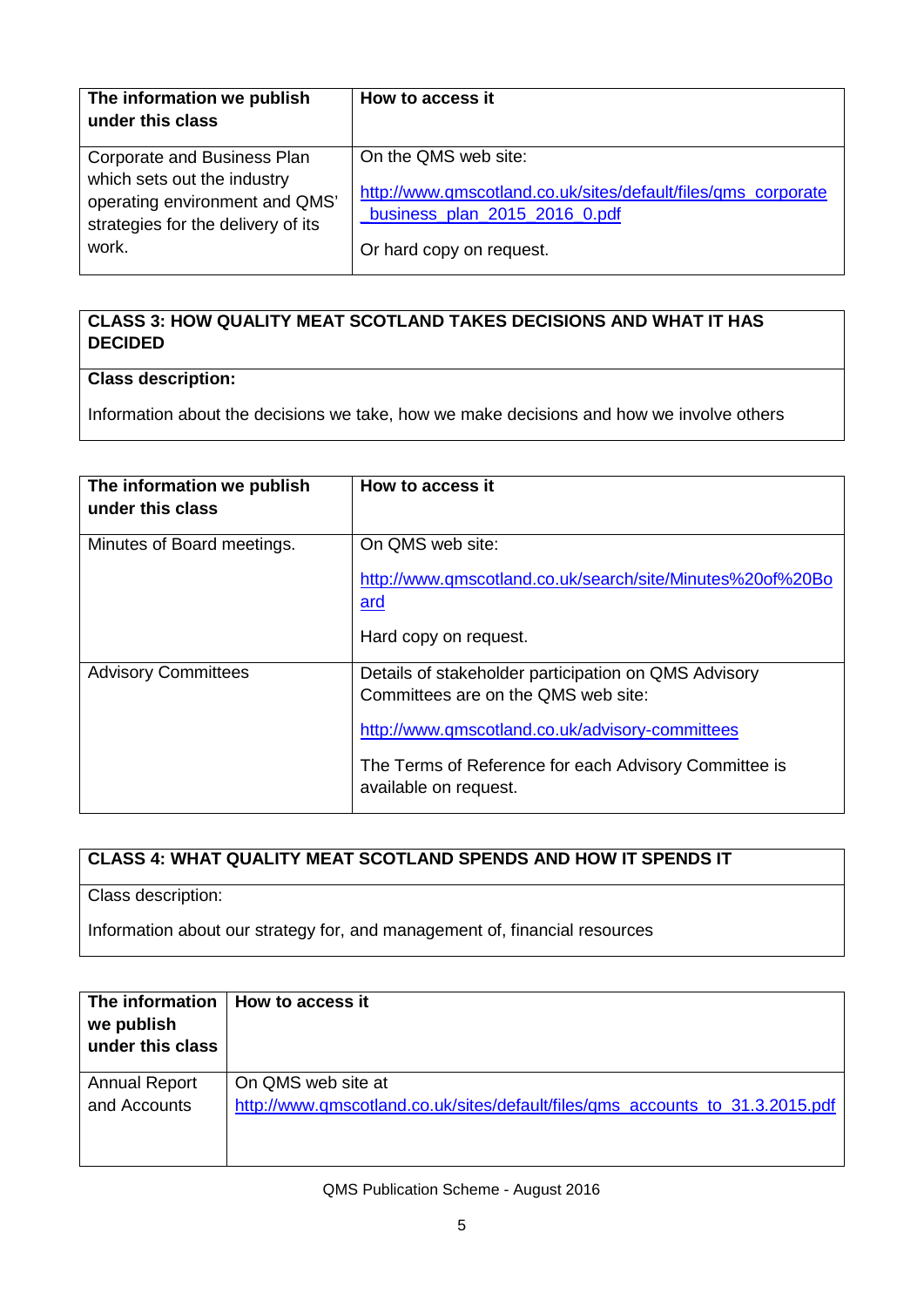| The information we publish under this class | How to access it |
|---|---|
| Corporate and Business Plan which sets out the industry operating environment and QMS' strategies for the delivery of its work. | On the QMS web site: http://www.qmscotland.co.uk/sites/default/files/qms_corporate_business_plan_2015_2016_0.pdf Or hard copy on request. |

| CLASS 3: HOW QUALITY MEAT SCOTLAND TAKES DECISIONS AND WHAT IT HAS DECIDED |
|---|
| **Class description:** Information about the decisions we take, how we make decisions and how we involve others |

| The information we publish under this class | How to access it |
|---|---|
| Minutes of Board meetings. | On QMS web site: http://www.qmscotland.co.uk/search/site/Minutes%20of%20Board Hard copy on request. |
| Advisory Committees | Details of stakeholder participation on QMS Advisory Committees are on the QMS web site: http://www.qmscotland.co.uk/advisory-committees The Terms of Reference for each Advisory Committee is available on request. |

| CLASS 4: WHAT QUALITY MEAT SCOTLAND SPENDS AND HOW IT SPENDS IT |
|---|
| Class description: Information about our strategy for, and management of, financial resources |

| The information we publish under this class | How to access it |
|---|---|
| Annual Report and Accounts | On QMS web site at http://www.qmscotland.co.uk/sites/default/files/qms_accounts_to_31.3.2015.pdf |

QMS Publication Scheme - August 2016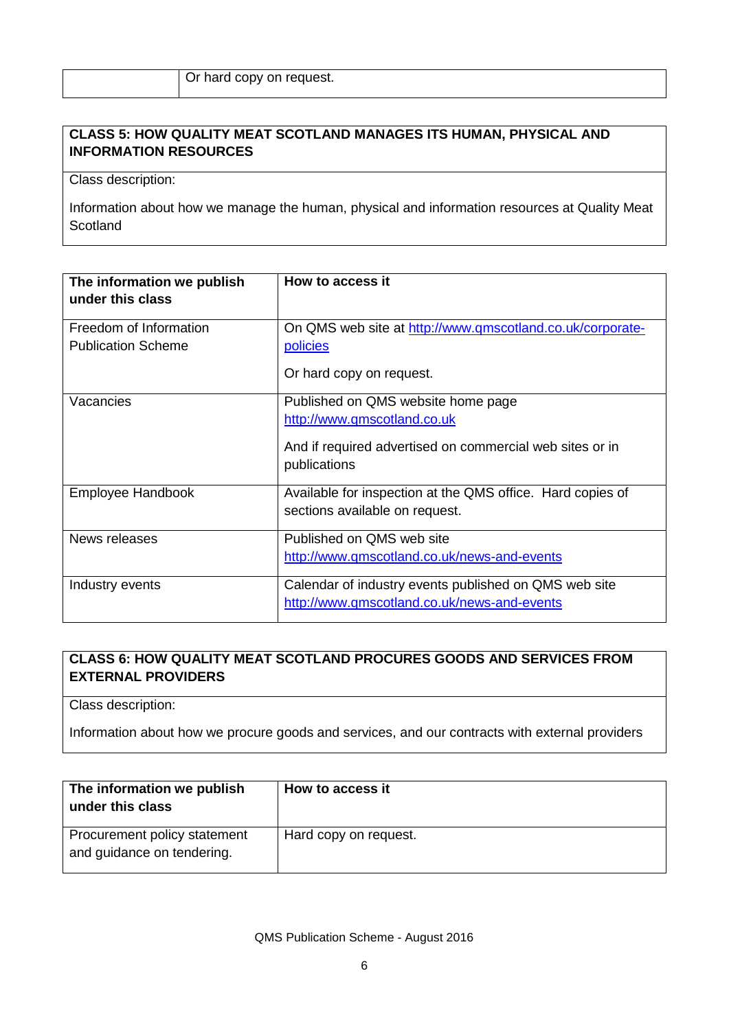| | Or hard copy on request. |
|---|---|

**CLASS 5: HOW QUALITY MEAT SCOTLAND MANAGES ITS HUMAN, PHYSICAL AND INFORMATION RESOURCES**

Class description:

Information about how we manage the human, physical and information resources at Quality Meat Scotland

| The information we publish under this class | How to access it |
|---|---|
| Freedom of Information Publication Scheme | On QMS web site at http://www.qmscotland.co.uk/corporate-policies<br><br>Or hard copy on request. |
| Vacancies | Published on QMS website home page http://www.qmscotland.co.uk<br><br>And if required advertised on commercial web sites or in publications |
| Employee Handbook | Available for inspection at the QMS office. Hard copies of sections available on request. |
| News releases | Published on QMS web site http://www.qmscotland.co.uk/news-and-events |
| Industry events | Calendar of industry events published on QMS web site http://www.qmscotland.co.uk/news-and-events |

**CLASS 6: HOW QUALITY MEAT SCOTLAND PROCURES GOODS AND SERVICES FROM EXTERNAL PROVIDERS**

Class description:

Information about how we procure goods and services, and our contracts with external providers

| The information we publish under this class | How to access it |
|---|---|
| Procurement policy statement and guidance on tendering. | Hard copy on request. |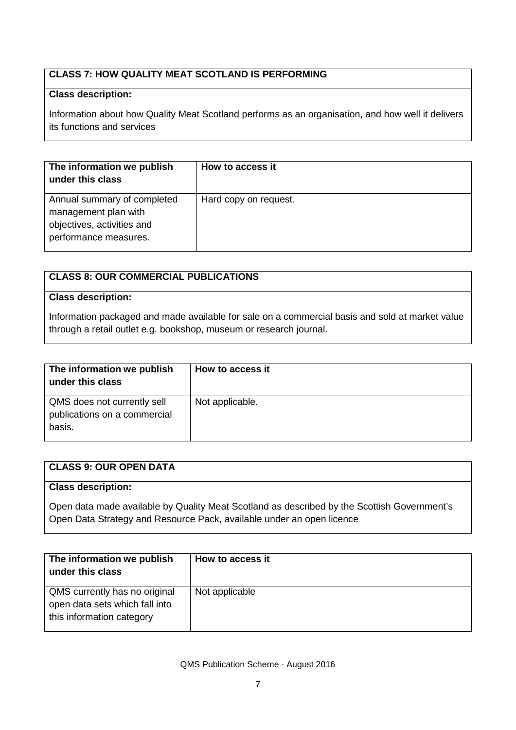## CLASS 7: HOW QUALITY MEAT SCOTLAND IS PERFORMING

**Class description:**

Information about how Quality Meat Scotland performs as an organisation, and how well it delivers its functions and services

| The information we publish under this class | How to access it |
|---|---|
| Annual summary of completed management plan with objectives, activities and performance measures. | Hard copy on request. |

## CLASS 8: OUR COMMERCIAL PUBLICATIONS

**Class description:**

Information packaged and made available for sale on a commercial basis and sold at market value through a retail outlet e.g. bookshop, museum or research journal.

| The information we publish under this class | How to access it |
|---|---|
| QMS does not currently sell publications on a commercial basis. | Not applicable. |

## CLASS 9: OUR OPEN DATA

**Class description:**

Open data made available by Quality Meat Scotland as described by the Scottish Government's Open Data Strategy and Resource Pack, available under an open licence

| The information we publish under this class | How to access it |
|---|---|
| QMS currently has no original open data sets which fall into this information category | Not applicable |

QMS Publication Scheme - August 2016